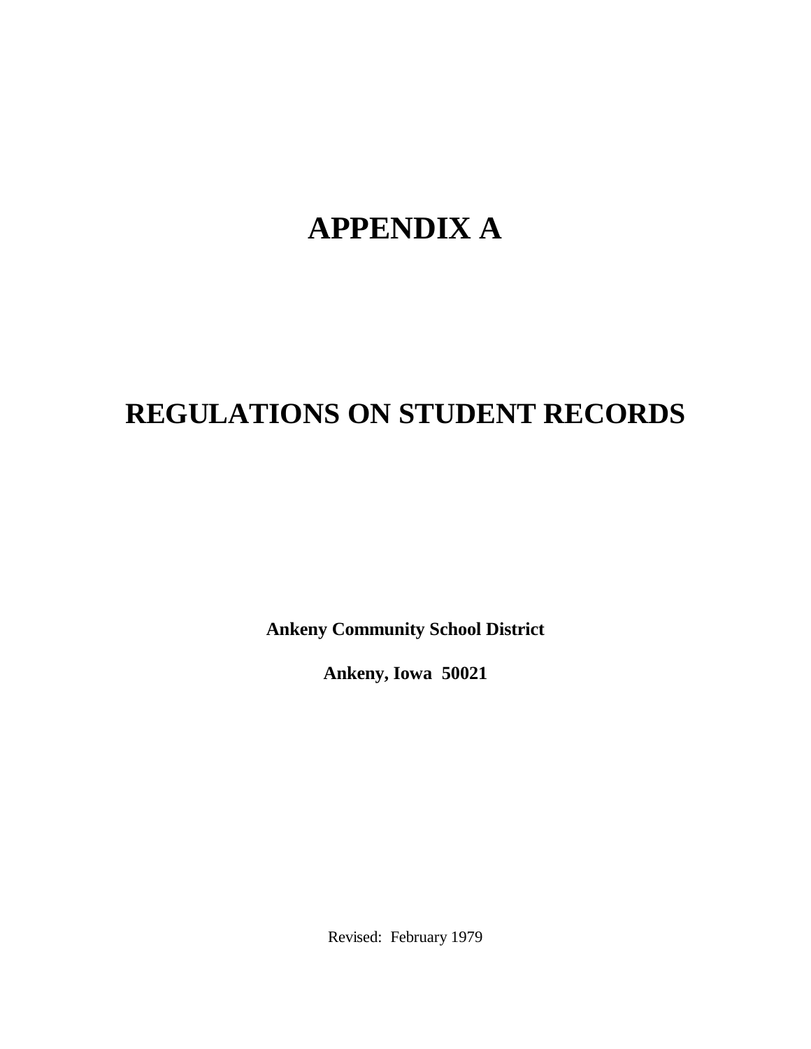# APPENDIX A

# REGULATIONS ON STUDENT RECORDS

**Ankeny Community School District**

**Ankeny, Iowa 50021**

Revised: February 1979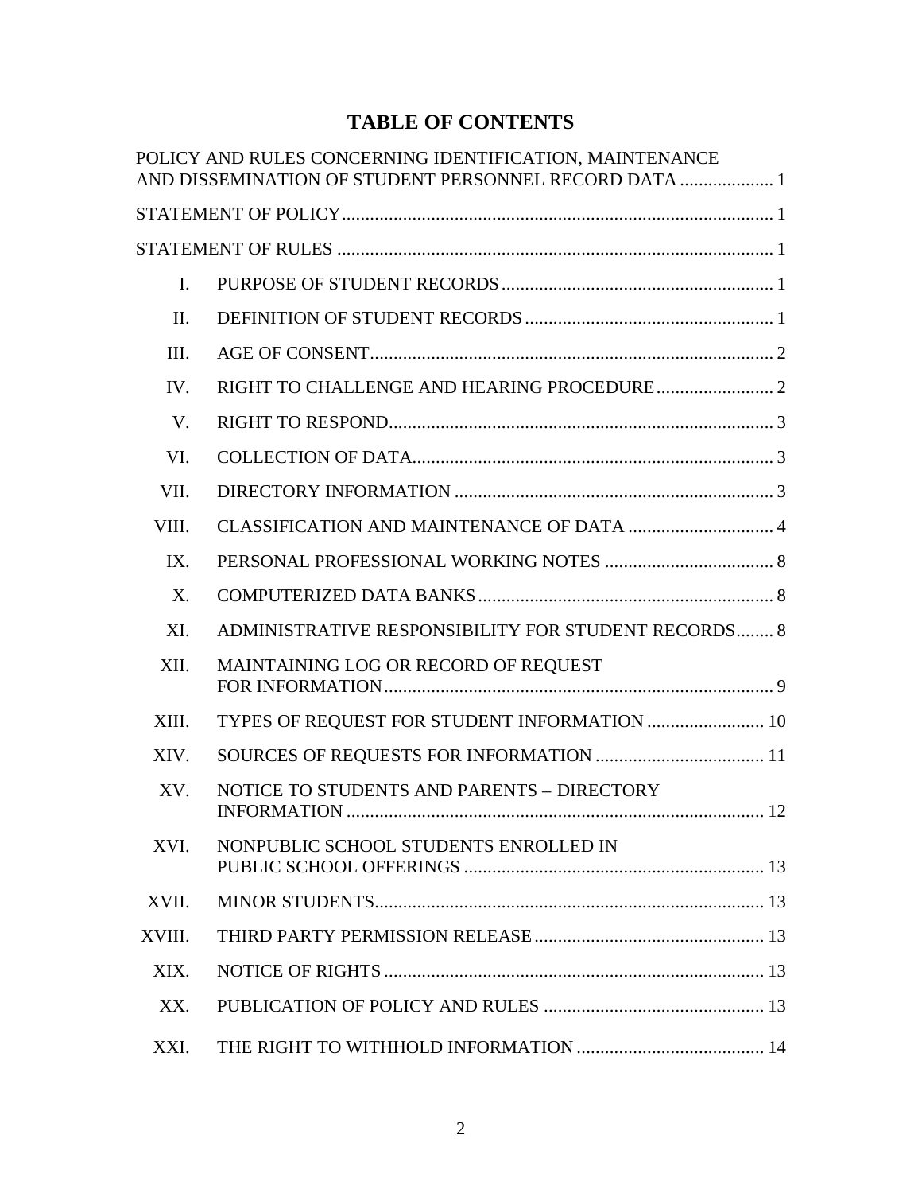# TABLE OF CONTENTS

| | | |
|---|---|---|
| POLICY AND RULES CONCERNING IDENTIFICATION, MAINTENANCE AND DISSEMINATION OF STUDENT PERSONNEL RECORD DATA | | 1 |
| STATEMENT OF POLICY | | 1 |
| STATEMENT OF RULES | | 1 |
| I. | PURPOSE OF STUDENT RECORDS | 1 |
| II. | DEFINITION OF STUDENT RECORDS | 1 |
| III. | AGE OF CONSENT | 2 |
| IV. | RIGHT TO CHALLENGE AND HEARING PROCEDURE | 2 |
| V. | RIGHT TO RESPOND | 3 |
| VI. | COLLECTION OF DATA | 3 |
| VII. | DIRECTORY INFORMATION | 3 |
| VIII. | CLASSIFICATION AND MAINTENANCE OF DATA | 4 |
| IX. | PERSONAL PROFESSIONAL WORKING NOTES | 8 |
| X. | COMPUTERIZED DATA BANKS | 8 |
| XI. | ADMINISTRATIVE RESPONSIBILITY FOR STUDENT RECORDS | 8 |
| XII. | MAINTAINING LOG OR RECORD OF REQUEST FOR INFORMATION | 9 |
| XIII. | TYPES OF REQUEST FOR STUDENT INFORMATION | 10 |
| XIV. | SOURCES OF REQUESTS FOR INFORMATION | 11 |
| XV. | NOTICE TO STUDENTS AND PARENTS – DIRECTORY INFORMATION | 12 |
| XVI. | NONPUBLIC SCHOOL STUDENTS ENROLLED IN PUBLIC SCHOOL OFFERINGS | 13 |
| XVII. | MINOR STUDENTS | 13 |
| XVIII. | THIRD PARTY PERMISSION RELEASE | 13 |
| XIX. | NOTICE OF RIGHTS | 13 |
| XX. | PUBLICATION OF POLICY AND RULES | 13 |
| XXI. | THE RIGHT TO WITHHOLD INFORMATION | 14 |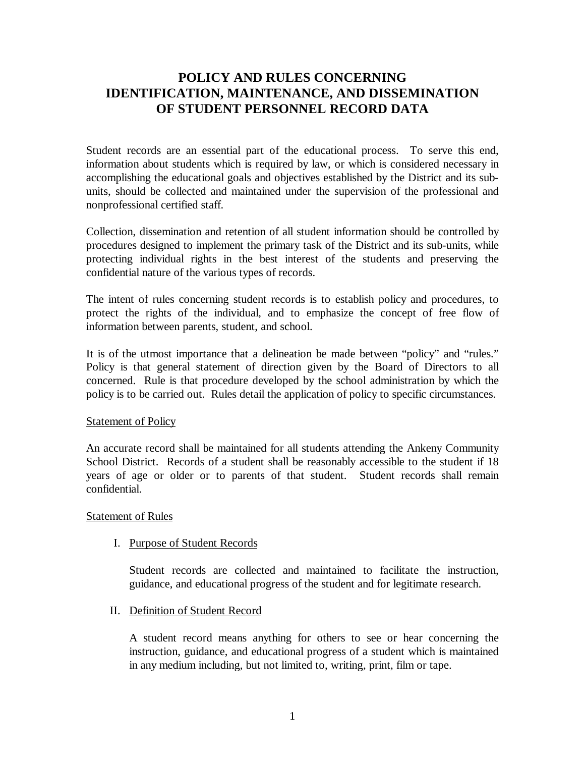# POLICY AND RULES CONCERNING IDENTIFICATION, MAINTENANCE, AND DISSEMINATION OF STUDENT PERSONNEL RECORD DATA

Student records are an essential part of the educational process. To serve this end, information about students which is required by law, or which is considered necessary in accomplishing the educational goals and objectives established by the District and its sub-units, should be collected and maintained under the supervision of the professional and nonprofessional certified staff.

Collection, dissemination and retention of all student information should be controlled by procedures designed to implement the primary task of the District and its sub-units, while protecting individual rights in the best interest of the students and preserving the confidential nature of the various types of records.

The intent of rules concerning student records is to establish policy and procedures, to protect the rights of the individual, and to emphasize the concept of free flow of information between parents, student, and school.

It is of the utmost importance that a delineation be made between "policy" and "rules." Policy is that general statement of direction given by the Board of Directors to all concerned. Rule is that procedure developed by the school administration by which the policy is to be carried out. Rules detail the application of policy to specific circumstances.

<u>Statement of Policy</u>

An accurate record shall be maintained for all students attending the Ankeny Community School District. Records of a student shall be reasonably accessible to the student if 18 years of age or older or to parents of that student. Student records shall remain confidential.

<u>Statement of Rules</u>

I. <u>Purpose of Student Records</u>

   Student records are collected and maintained to facilitate the instruction, guidance, and educational progress of the student and for legitimate research.

II. <u>Definition of Student Record</u>

   A student record means anything for others to see or hear concerning the instruction, guidance, and educational progress of a student which is maintained in any medium including, but not limited to, writing, print, film or tape.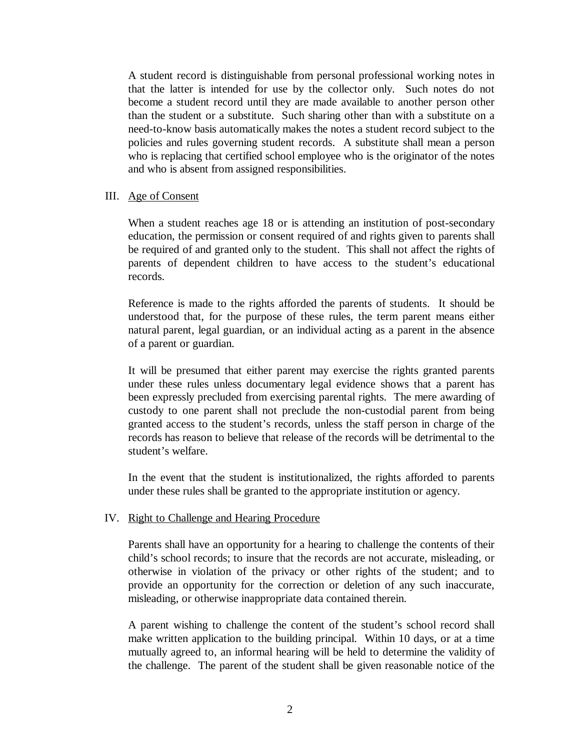A student record is distinguishable from personal professional working notes in that the latter is intended for use by the collector only. Such notes do not become a student record until they are made available to another person other than the student or a substitute. Such sharing other than with a substitute on a need-to-know basis automatically makes the notes a student record subject to the policies and rules governing student records. A substitute shall mean a person who is replacing that certified school employee who is the originator of the notes and who is absent from assigned responsibilities.

## III. Age of Consent

When a student reaches age 18 or is attending an institution of post-secondary education, the permission or consent required of and rights given to parents shall be required of and granted only to the student. This shall not affect the rights of parents of dependent children to have access to the student's educational records.

Reference is made to the rights afforded the parents of students. It should be understood that, for the purpose of these rules, the term parent means either natural parent, legal guardian, or an individual acting as a parent in the absence of a parent or guardian.

It will be presumed that either parent may exercise the rights granted parents under these rules unless documentary legal evidence shows that a parent has been expressly precluded from exercising parental rights. The mere awarding of custody to one parent shall not preclude the non-custodial parent from being granted access to the student's records, unless the staff person in charge of the records has reason to believe that release of the records will be detrimental to the student's welfare.

In the event that the student is institutionalized, the rights afforded to parents under these rules shall be granted to the appropriate institution or agency.

## IV. Right to Challenge and Hearing Procedure

Parents shall have an opportunity for a hearing to challenge the contents of their child's school records; to insure that the records are not accurate, misleading, or otherwise in violation of the privacy or other rights of the student; and to provide an opportunity for the correction or deletion of any such inaccurate, misleading, or otherwise inappropriate data contained therein.

A parent wishing to challenge the content of the student's school record shall make written application to the building principal. Within 10 days, or at a time mutually agreed to, an informal hearing will be held to determine the validity of the challenge. The parent of the student shall be given reasonable notice of the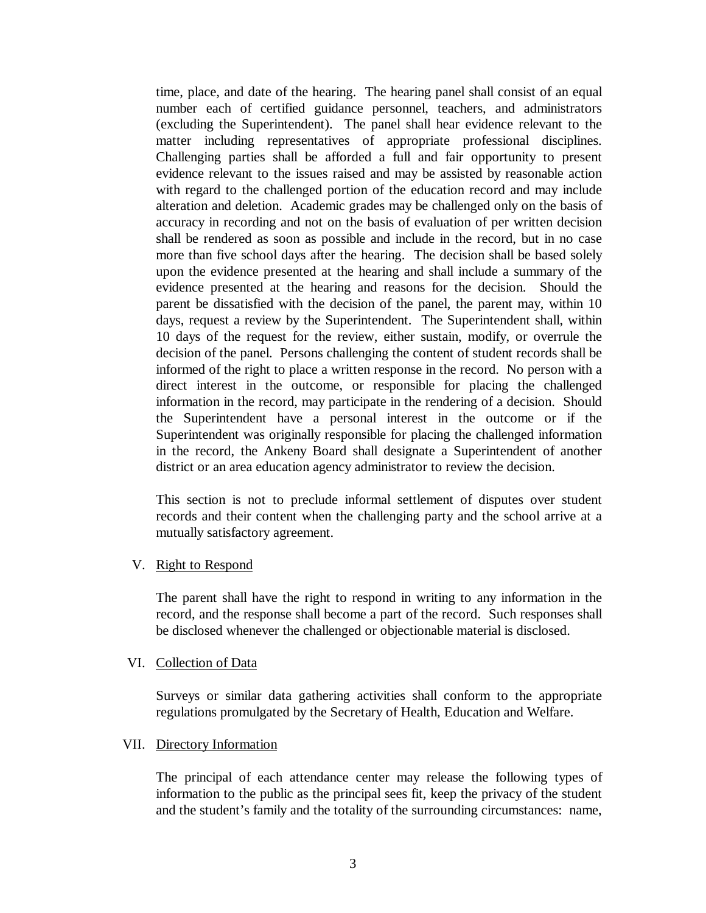time, place, and date of the hearing. The hearing panel shall consist of an equal number each of certified guidance personnel, teachers, and administrators (excluding the Superintendent). The panel shall hear evidence relevant to the matter including representatives of appropriate professional disciplines. Challenging parties shall be afforded a full and fair opportunity to present evidence relevant to the issues raised and may be assisted by reasonable action with regard to the challenged portion of the education record and may include alteration and deletion. Academic grades may be challenged only on the basis of accuracy in recording and not on the basis of evaluation of per written decision shall be rendered as soon as possible and include in the record, but in no case more than five school days after the hearing. The decision shall be based solely upon the evidence presented at the hearing and shall include a summary of the evidence presented at the hearing and reasons for the decision. Should the parent be dissatisfied with the decision of the panel, the parent may, within 10 days, request a review by the Superintendent. The Superintendent shall, within 10 days of the request for the review, either sustain, modify, or overrule the decision of the panel. Persons challenging the content of student records shall be informed of the right to place a written response in the record. No person with a direct interest in the outcome, or responsible for placing the challenged information in the record, may participate in the rendering of a decision. Should the Superintendent have a personal interest in the outcome or if the Superintendent was originally responsible for placing the challenged information in the record, the Ankeny Board shall designate a Superintendent of another district or an area education agency administrator to review the decision.

This section is not to preclude informal settlement of disputes over student records and their content when the challenging party and the school arrive at a mutually satisfactory agreement.

V. Right to Respond

The parent shall have the right to respond in writing to any information in the record, and the response shall become a part of the record. Such responses shall be disclosed whenever the challenged or objectionable material is disclosed.

VI. Collection of Data

Surveys or similar data gathering activities shall conform to the appropriate regulations promulgated by the Secretary of Health, Education and Welfare.

VII. Directory Information

The principal of each attendance center may release the following types of information to the public as the principal sees fit, keep the privacy of the student and the student's family and the totality of the surrounding circumstances: name,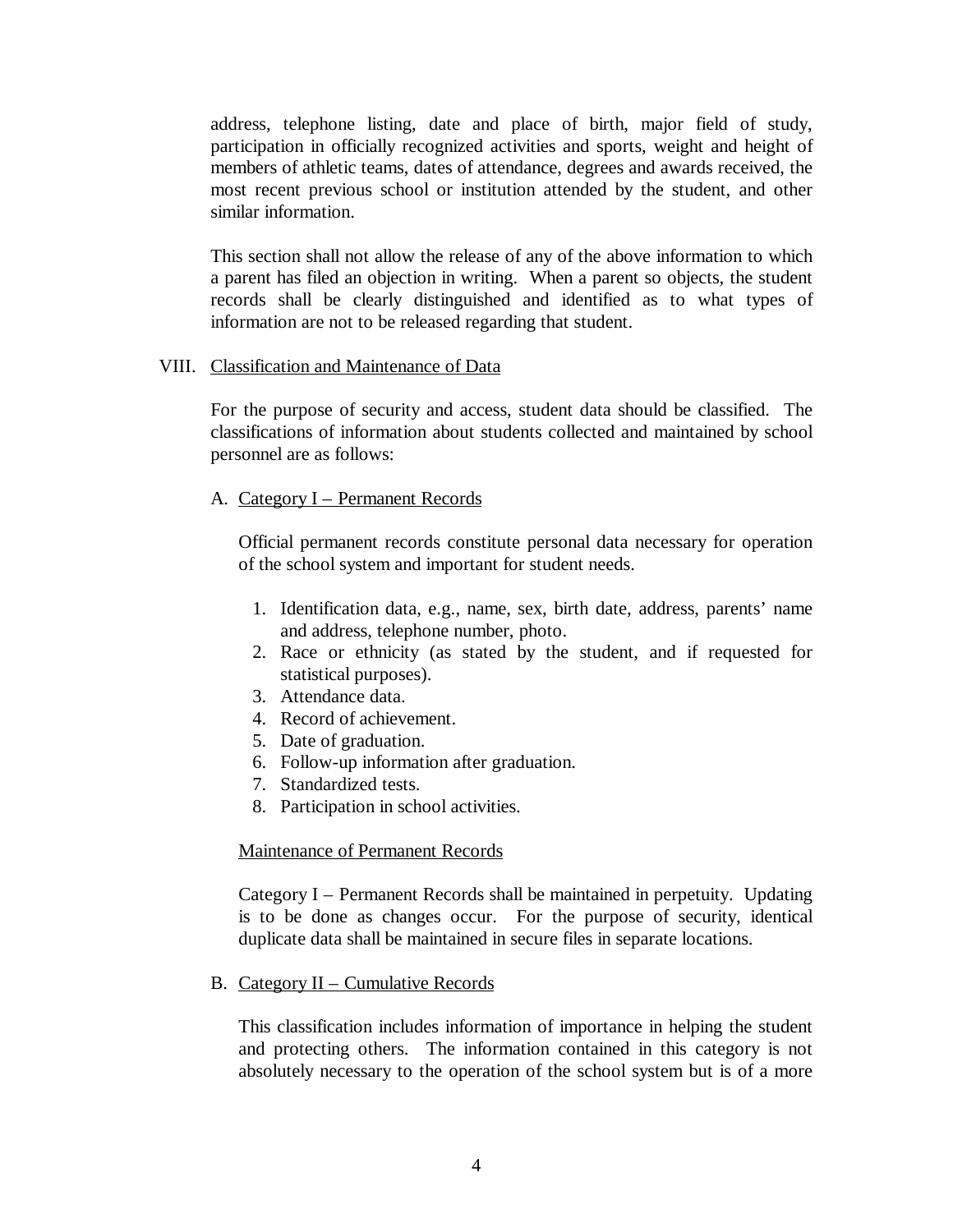address, telephone listing, date and place of birth, major field of study, participation in officially recognized activities and sports, weight and height of members of athletic teams, dates of attendance, degrees and awards received, the most recent previous school or institution attended by the student, and other similar information.

This section shall not allow the release of any of the above information to which a parent has filed an objection in writing. When a parent so objects, the student records shall be clearly distinguished and identified as to what types of information are not to be released regarding that student.

VIII. Classification and Maintenance of Data

For the purpose of security and access, student data should be classified. The classifications of information about students collected and maintained by school personnel are as follows:

A. Category I – Permanent Records

Official permanent records constitute personal data necessary for operation of the school system and important for student needs.

1. Identification data, e.g., name, sex, birth date, address, parents' name and address, telephone number, photo.
2. Race or ethnicity (as stated by the student, and if requested for statistical purposes).
3. Attendance data.
4. Record of achievement.
5. Date of graduation.
6. Follow-up information after graduation.
7. Standardized tests.
8. Participation in school activities.

Maintenance of Permanent Records

Category I – Permanent Records shall be maintained in perpetuity. Updating is to be done as changes occur. For the purpose of security, identical duplicate data shall be maintained in secure files in separate locations.

B. Category II – Cumulative Records

This classification includes information of importance in helping the student and protecting others. The information contained in this category is not absolutely necessary to the operation of the school system but is of a more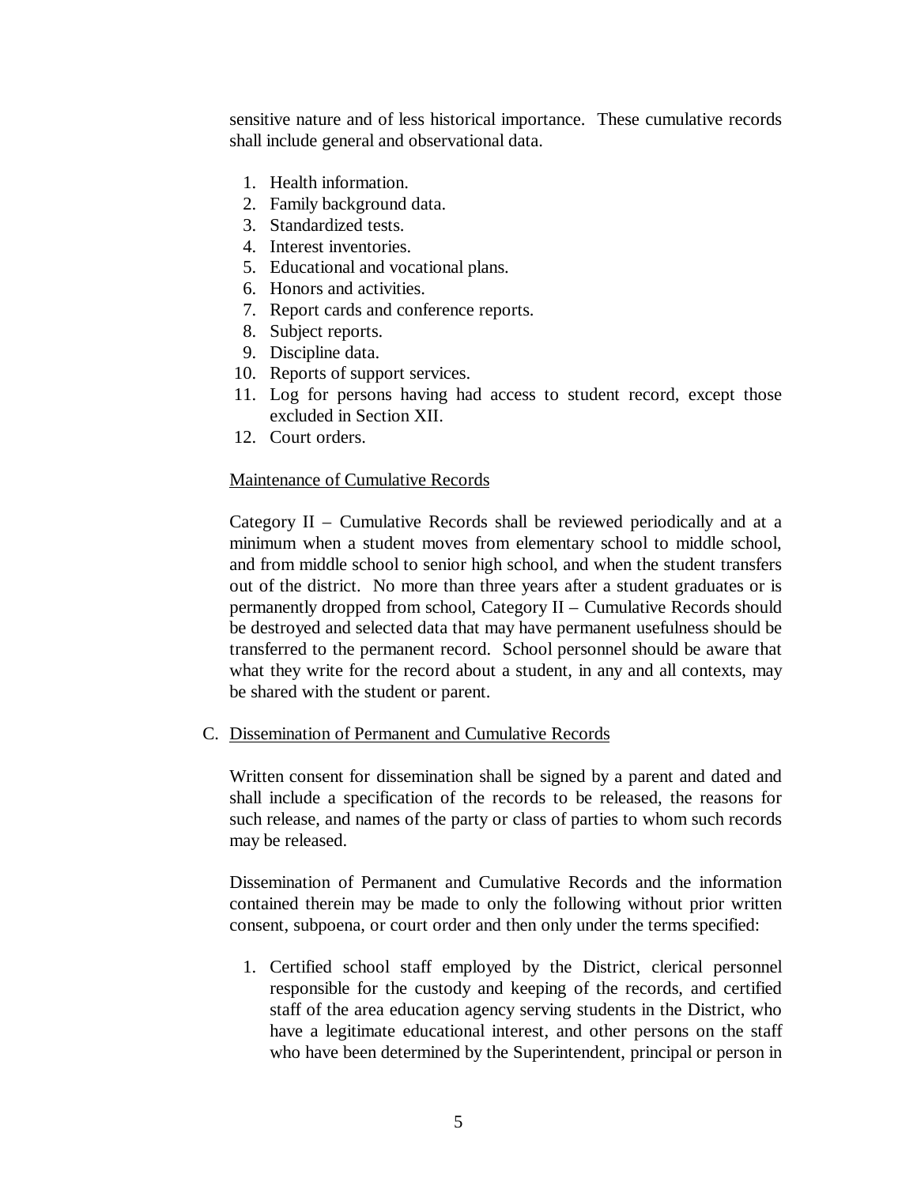sensitive nature and of less historical importance. These cumulative records shall include general and observational data.

1. Health information.
2. Family background data.
3. Standardized tests.
4. Interest inventories.
5. Educational and vocational plans.
6. Honors and activities.
7. Report cards and conference reports.
8. Subject reports.
9. Discipline data.
10. Reports of support services.
11. Log for persons having had access to student record, except those excluded in Section XII.
12. Court orders.

Maintenance of Cumulative Records

Category II – Cumulative Records shall be reviewed periodically and at a minimum when a student moves from elementary school to middle school, and from middle school to senior high school, and when the student transfers out of the district. No more than three years after a student graduates or is permanently dropped from school, Category II – Cumulative Records should be destroyed and selected data that may have permanent usefulness should be transferred to the permanent record. School personnel should be aware that what they write for the record about a student, in any and all contexts, may be shared with the student or parent.

C. Dissemination of Permanent and Cumulative Records

Written consent for dissemination shall be signed by a parent and dated and shall include a specification of the records to be released, the reasons for such release, and names of the party or class of parties to whom such records may be released.

Dissemination of Permanent and Cumulative Records and the information contained therein may be made to only the following without prior written consent, subpoena, or court order and then only under the terms specified:

1. Certified school staff employed by the District, clerical personnel responsible for the custody and keeping of the records, and certified staff of the area education agency serving students in the District, who have a legitimate educational interest, and other persons on the staff who have been determined by the Superintendent, principal or person in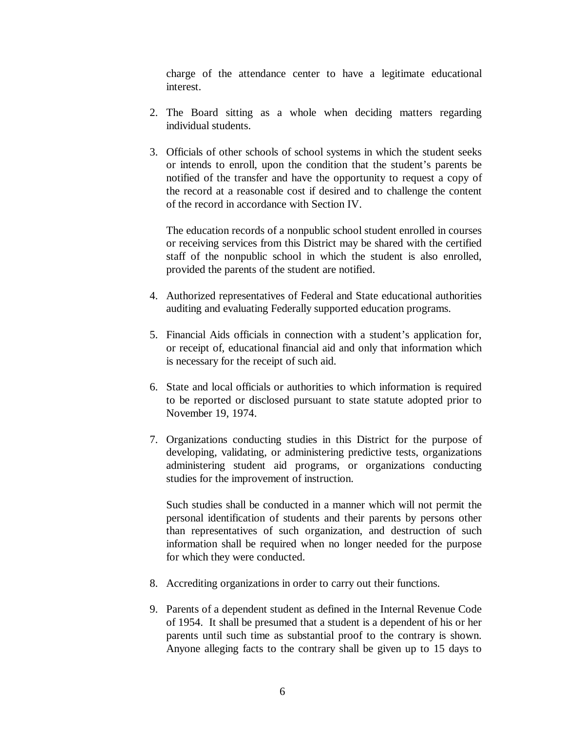charge of the attendance center to have a legitimate educational interest.

2. The Board sitting as a whole when deciding matters regarding individual students.

3. Officials of other schools of school systems in which the student seeks or intends to enroll, upon the condition that the student's parents be notified of the transfer and have the opportunity to request a copy of the record at a reasonable cost if desired and to challenge the content of the record in accordance with Section IV.

   The education records of a nonpublic school student enrolled in courses or receiving services from this District may be shared with the certified staff of the nonpublic school in which the student is also enrolled, provided the parents of the student are notified.

4. Authorized representatives of Federal and State educational authorities auditing and evaluating Federally supported education programs.

5. Financial Aids officials in connection with a student's application for, or receipt of, educational financial aid and only that information which is necessary for the receipt of such aid.

6. State and local officials or authorities to which information is required to be reported or disclosed pursuant to state statute adopted prior to November 19, 1974.

7. Organizations conducting studies in this District for the purpose of developing, validating, or administering predictive tests, organizations administering student aid programs, or organizations conducting studies for the improvement of instruction.

   Such studies shall be conducted in a manner which will not permit the personal identification of students and their parents by persons other than representatives of such organization, and destruction of such information shall be required when no longer needed for the purpose for which they were conducted.

8. Accrediting organizations in order to carry out their functions.

9. Parents of a dependent student as defined in the Internal Revenue Code of 1954. It shall be presumed that a student is a dependent of his or her parents until such time as substantial proof to the contrary is shown. Anyone alleging facts to the contrary shall be given up to 15 days to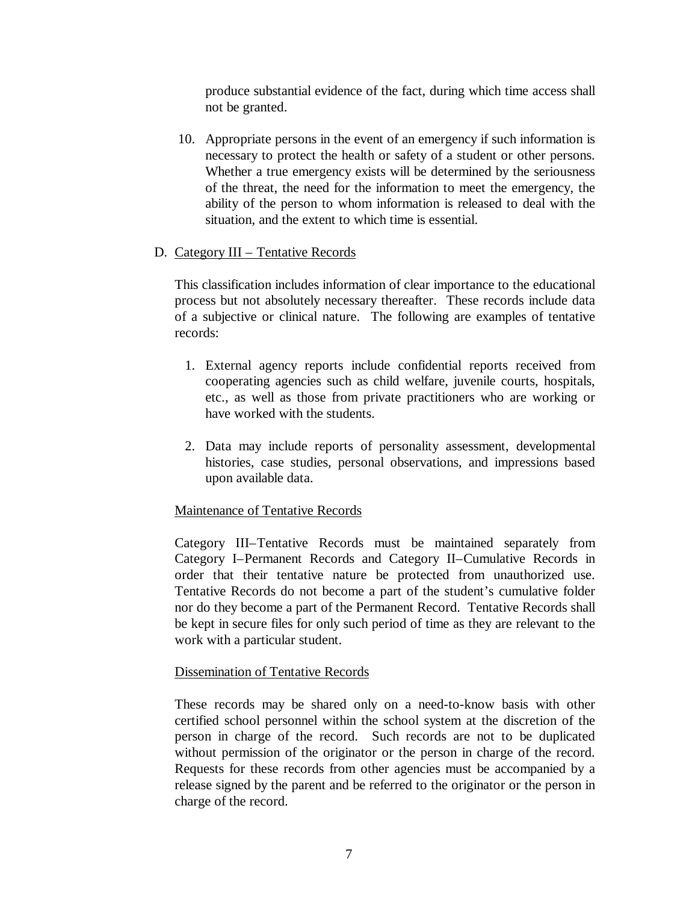produce substantial evidence of the fact, during which time access shall not be granted.

10. Appropriate persons in the event of an emergency if such information is necessary to protect the health or safety of a student or other persons. Whether a true emergency exists will be determined by the seriousness of the threat, the need for the information to meet the emergency, the ability of the person to whom information is released to deal with the situation, and the extent to which time is essential.

D. Category III – Tentative Records

This classification includes information of clear importance to the educational process but not absolutely necessary thereafter. These records include data of a subjective or clinical nature. The following are examples of tentative records:

1. External agency reports include confidential reports received from cooperating agencies such as child welfare, juvenile courts, hospitals, etc., as well as those from private practitioners who are working or have worked with the students.

2. Data may include reports of personality assessment, developmental histories, case studies, personal observations, and impressions based upon available data.

Maintenance of Tentative Records

Category III–Tentative Records must be maintained separately from Category I–Permanent Records and Category II–Cumulative Records in order that their tentative nature be protected from unauthorized use. Tentative Records do not become a part of the student's cumulative folder nor do they become a part of the Permanent Record. Tentative Records shall be kept in secure files for only such period of time as they are relevant to the work with a particular student.

Dissemination of Tentative Records

These records may be shared only on a need-to-know basis with other certified school personnel within the school system at the discretion of the person in charge of the record. Such records are not to be duplicated without permission of the originator or the person in charge of the record. Requests for these records from other agencies must be accompanied by a release signed by the parent and be referred to the originator or the person in charge of the record.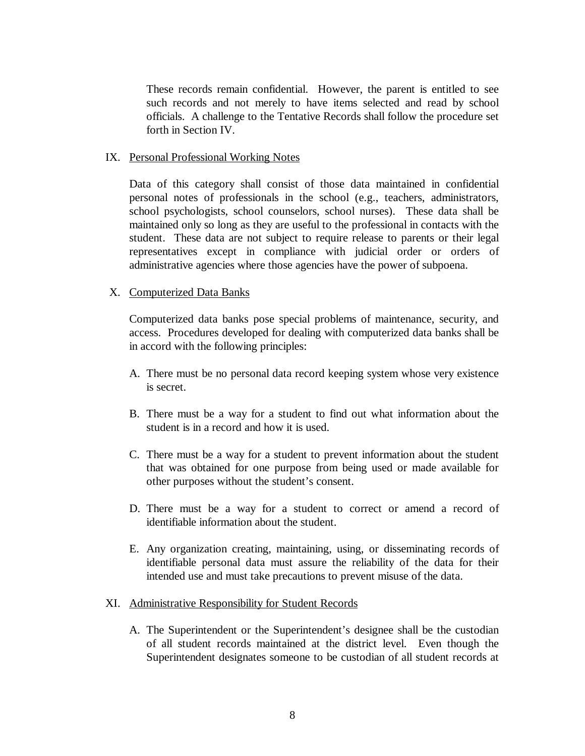These records remain confidential. However, the parent is entitled to see such records and not merely to have items selected and read by school officials. A challenge to the Tentative Records shall follow the procedure set forth in Section IV.

IX. Personal Professional Working Notes

Data of this category shall consist of those data maintained in confidential personal notes of professionals in the school (e.g., teachers, administrators, school psychologists, school counselors, school nurses). These data shall be maintained only so long as they are useful to the professional in contacts with the student. These data are not subject to require release to parents or their legal representatives except in compliance with judicial order or orders of administrative agencies where those agencies have the power of subpoena.

X. Computerized Data Banks

Computerized data banks pose special problems of maintenance, security, and access. Procedures developed for dealing with computerized data banks shall be in accord with the following principles:

A. There must be no personal data record keeping system whose very existence is secret.

B. There must be a way for a student to find out what information about the student is in a record and how it is used.

C. There must be a way for a student to prevent information about the student that was obtained for one purpose from being used or made available for other purposes without the student's consent.

D. There must be a way for a student to correct or amend a record of identifiable information about the student.

E. Any organization creating, maintaining, using, or disseminating records of identifiable personal data must assure the reliability of the data for their intended use and must take precautions to prevent misuse of the data.

XI. Administrative Responsibility for Student Records

A. The Superintendent or the Superintendent's designee shall be the custodian of all student records maintained at the district level. Even though the Superintendent designates someone to be custodian of all student records at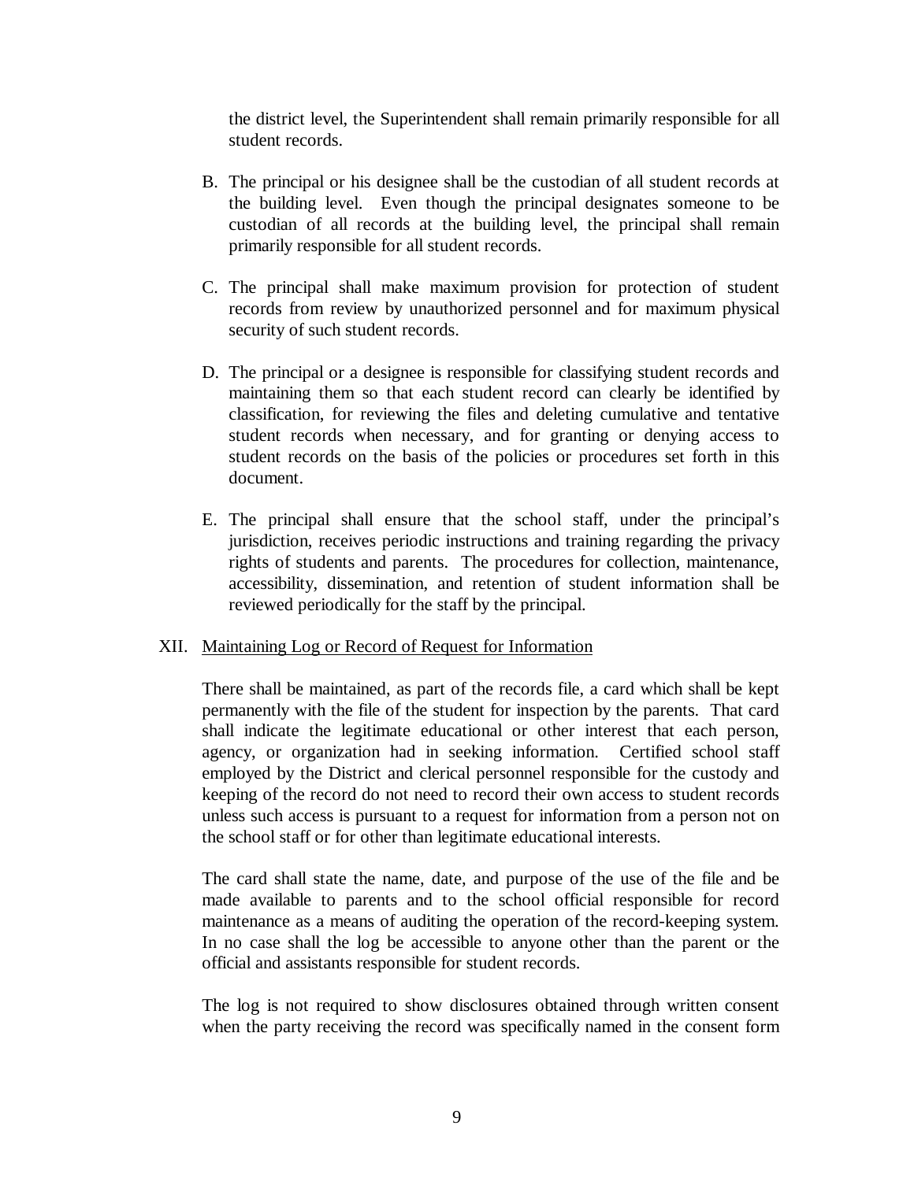the district level, the Superintendent shall remain primarily responsible for all student records.

B. The principal or his designee shall be the custodian of all student records at the building level. Even though the principal designates someone to be custodian of all records at the building level, the principal shall remain primarily responsible for all student records.

C. The principal shall make maximum provision for protection of student records from review by unauthorized personnel and for maximum physical security of such student records.

D. The principal or a designee is responsible for classifying student records and maintaining them so that each student record can clearly be identified by classification, for reviewing the files and deleting cumulative and tentative student records when necessary, and for granting or denying access to student records on the basis of the policies or procedures set forth in this document.

E. The principal shall ensure that the school staff, under the principal's jurisdiction, receives periodic instructions and training regarding the privacy rights of students and parents. The procedures for collection, maintenance, accessibility, dissemination, and retention of student information shall be reviewed periodically for the staff by the principal.

XII. <u>Maintaining Log or Record of Request for Information</u>

There shall be maintained, as part of the records file, a card which shall be kept permanently with the file of the student for inspection by the parents. That card shall indicate the legitimate educational or other interest that each person, agency, or organization had in seeking information. Certified school staff employed by the District and clerical personnel responsible for the custody and keeping of the record do not need to record their own access to student records unless such access is pursuant to a request for information from a person not on the school staff or for other than legitimate educational interests.

The card shall state the name, date, and purpose of the use of the file and be made available to parents and to the school official responsible for record maintenance as a means of auditing the operation of the record-keeping system. In no case shall the log be accessible to anyone other than the parent or the official and assistants responsible for student records.

The log is not required to show disclosures obtained through written consent when the party receiving the record was specifically named in the consent form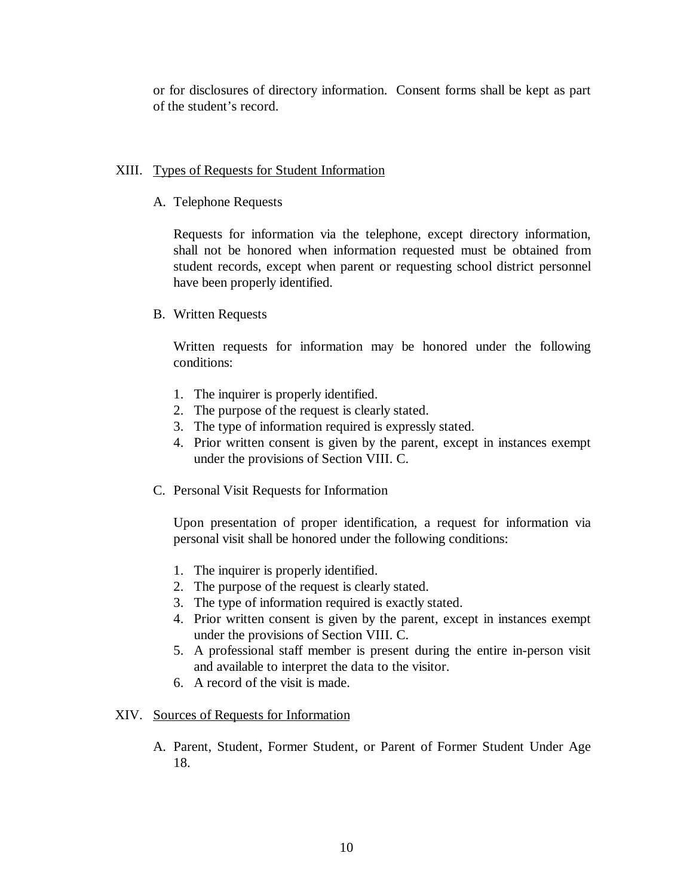or for disclosures of directory information. Consent forms shall be kept as part of the student's record.

## XIII. Types of Requests for Student Information

### A. Telephone Requests

Requests for information via the telephone, except directory information, shall not be honored when information requested must be obtained from student records, except when parent or requesting school district personnel have been properly identified.

### B. Written Requests

Written requests for information may be honored under the following conditions:

1. The inquirer is properly identified.
2. The purpose of the request is clearly stated.
3. The type of information required is expressly stated.
4. Prior written consent is given by the parent, except in instances exempt under the provisions of Section VIII. C.

### C. Personal Visit Requests for Information

Upon presentation of proper identification, a request for information via personal visit shall be honored under the following conditions:

1. The inquirer is properly identified.
2. The purpose of the request is clearly stated.
3. The type of information required is exactly stated.
4. Prior written consent is given by the parent, except in instances exempt under the provisions of Section VIII. C.
5. A professional staff member is present during the entire in-person visit and available to interpret the data to the visitor.
6. A record of the visit is made.

## XIV. Sources of Requests for Information

### A. Parent, Student, Former Student, or Parent of Former Student Under Age 18.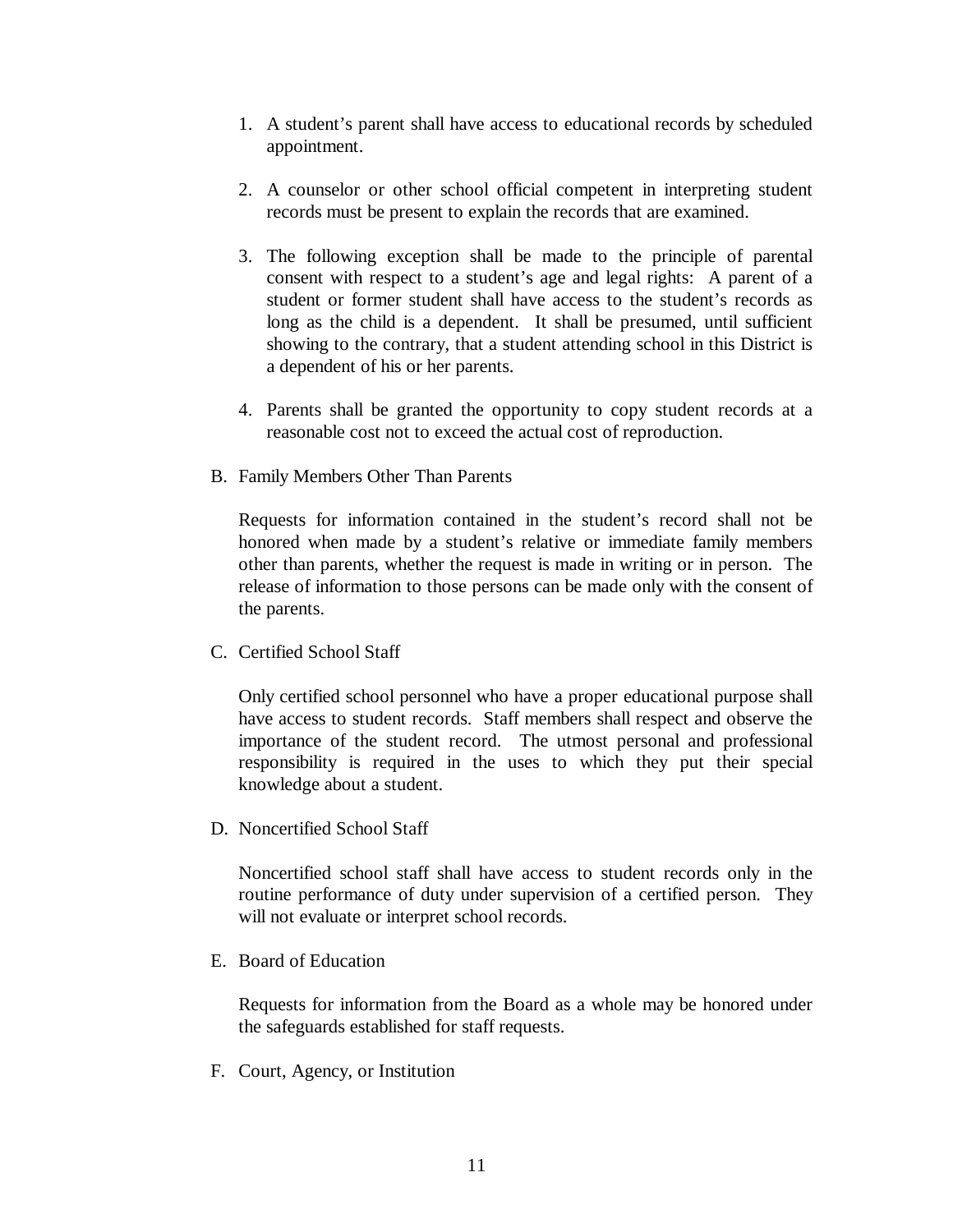1. A student's parent shall have access to educational records by scheduled appointment.

2. A counselor or other school official competent in interpreting student records must be present to explain the records that are examined.

3. The following exception shall be made to the principle of parental consent with respect to a student's age and legal rights: A parent of a student or former student shall have access to the student's records as long as the child is a dependent. It shall be presumed, until sufficient showing to the contrary, that a student attending school in this District is a dependent of his or her parents.

4. Parents shall be granted the opportunity to copy student records at a reasonable cost not to exceed the actual cost of reproduction.

B. Family Members Other Than Parents

Requests for information contained in the student's record shall not be honored when made by a student's relative or immediate family members other than parents, whether the request is made in writing or in person. The release of information to those persons can be made only with the consent of the parents.

C. Certified School Staff

Only certified school personnel who have a proper educational purpose shall have access to student records. Staff members shall respect and observe the importance of the student record. The utmost personal and professional responsibility is required in the uses to which they put their special knowledge about a student.

D. Noncertified School Staff

Noncertified school staff shall have access to student records only in the routine performance of duty under supervision of a certified person. They will not evaluate or interpret school records.

E. Board of Education

Requests for information from the Board as a whole may be honored under the safeguards established for staff requests.

F. Court, Agency, or Institution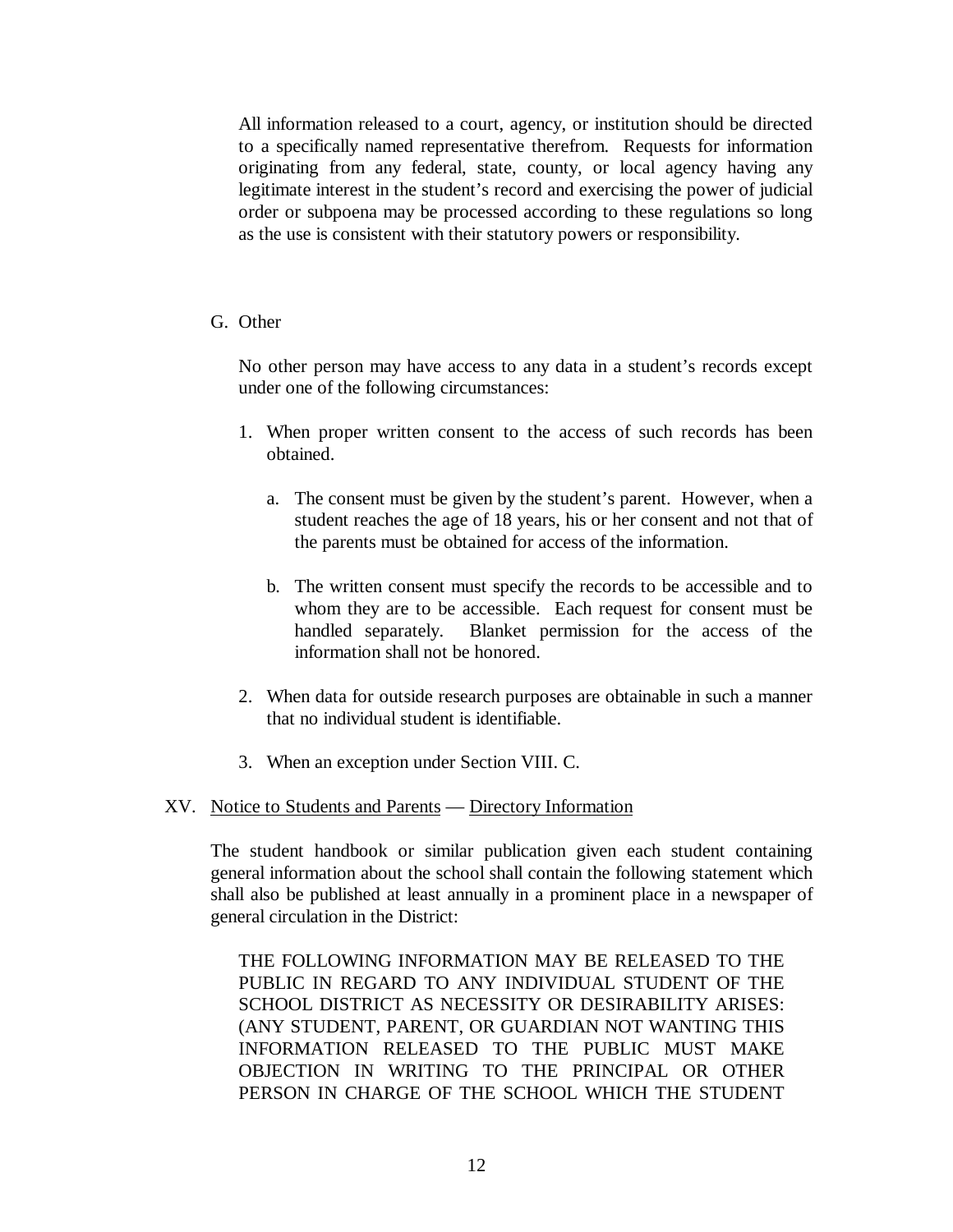All information released to a court, agency, or institution should be directed to a specifically named representative therefrom. Requests for information originating from any federal, state, county, or local agency having any legitimate interest in the student's record and exercising the power of judicial order or subpoena may be processed according to these regulations so long as the use is consistent with their statutory powers or responsibility.

G. Other

No other person may have access to any data in a student's records except under one of the following circumstances:

1. When proper written consent to the access of such records has been obtained.

    a. The consent must be given by the student's parent. However, when a student reaches the age of 18 years, his or her consent and not that of the parents must be obtained for access of the information.

    b. The written consent must specify the records to be accessible and to whom they are to be accessible. Each request for consent must be handled separately. Blanket permission for the access of the information shall not be honored.

2. When data for outside research purposes are obtainable in such a manner that no individual student is identifiable.

3. When an exception under Section VIII. C.

XV. Notice to Students and Parents — Directory Information

The student handbook or similar publication given each student containing general information about the school shall contain the following statement which shall also be published at least annually in a prominent place in a newspaper of general circulation in the District:

THE FOLLOWING INFORMATION MAY BE RELEASED TO THE PUBLIC IN REGARD TO ANY INDIVIDUAL STUDENT OF THE SCHOOL DISTRICT AS NECESSITY OR DESIRABILITY ARISES: (ANY STUDENT, PARENT, OR GUARDIAN NOT WANTING THIS INFORMATION RELEASED TO THE PUBLIC MUST MAKE OBJECTION IN WRITING TO THE PRINCIPAL OR OTHER PERSON IN CHARGE OF THE SCHOOL WHICH THE STUDENT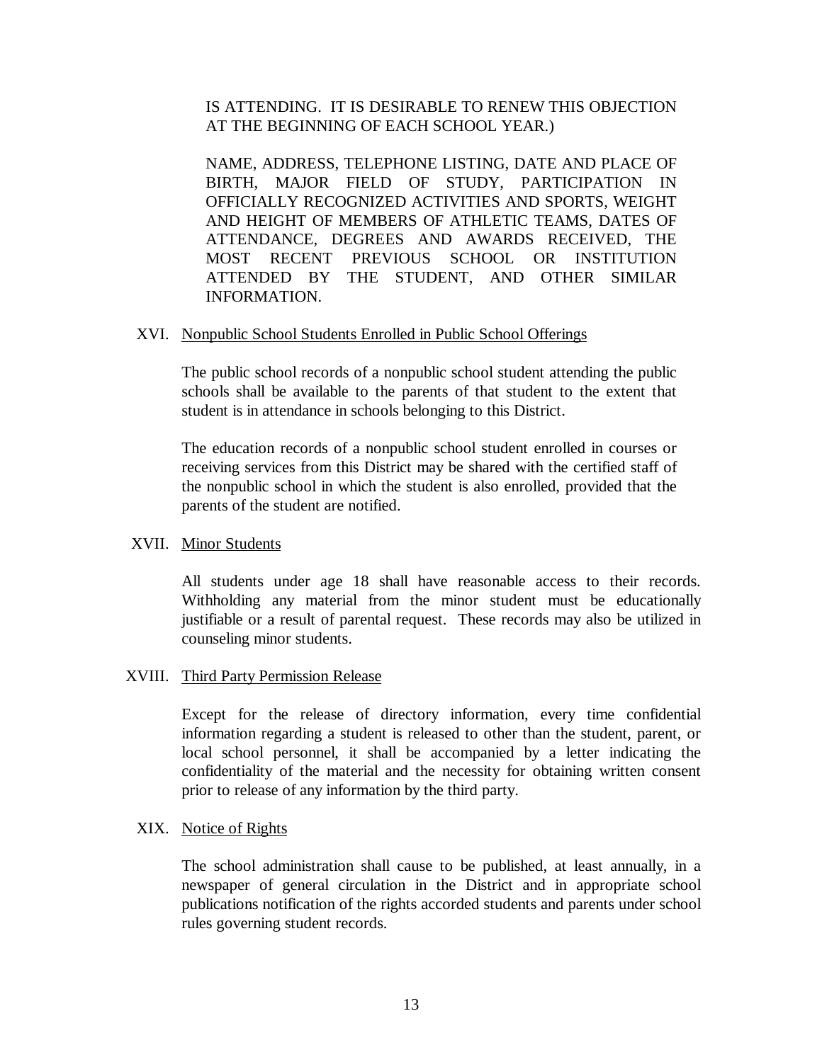IS ATTENDING. IT IS DESIRABLE TO RENEW THIS OBJECTION AT THE BEGINNING OF EACH SCHOOL YEAR.)

NAME, ADDRESS, TELEPHONE LISTING, DATE AND PLACE OF BIRTH, MAJOR FIELD OF STUDY, PARTICIPATION IN OFFICIALLY RECOGNIZED ACTIVITIES AND SPORTS, WEIGHT AND HEIGHT OF MEMBERS OF ATHLETIC TEAMS, DATES OF ATTENDANCE, DEGREES AND AWARDS RECEIVED, THE MOST RECENT PREVIOUS SCHOOL OR INSTITUTION ATTENDED BY THE STUDENT, AND OTHER SIMILAR INFORMATION.

XVI. Nonpublic School Students Enrolled in Public School Offerings

The public school records of a nonpublic school student attending the public schools shall be available to the parents of that student to the extent that student is in attendance in schools belonging to this District.

The education records of a nonpublic school student enrolled in courses or receiving services from this District may be shared with the certified staff of the nonpublic school in which the student is also enrolled, provided that the parents of the student are notified.

XVII. Minor Students

All students under age 18 shall have reasonable access to their records. Withholding any material from the minor student must be educationally justifiable or a result of parental request. These records may also be utilized in counseling minor students.

XVIII. Third Party Permission Release

Except for the release of directory information, every time confidential information regarding a student is released to other than the student, parent, or local school personnel, it shall be accompanied by a letter indicating the confidentiality of the material and the necessity for obtaining written consent prior to release of any information by the third party.

XIX. Notice of Rights

The school administration shall cause to be published, at least annually, in a newspaper of general circulation in the District and in appropriate school publications notification of the rights accorded students and parents under school rules governing student records.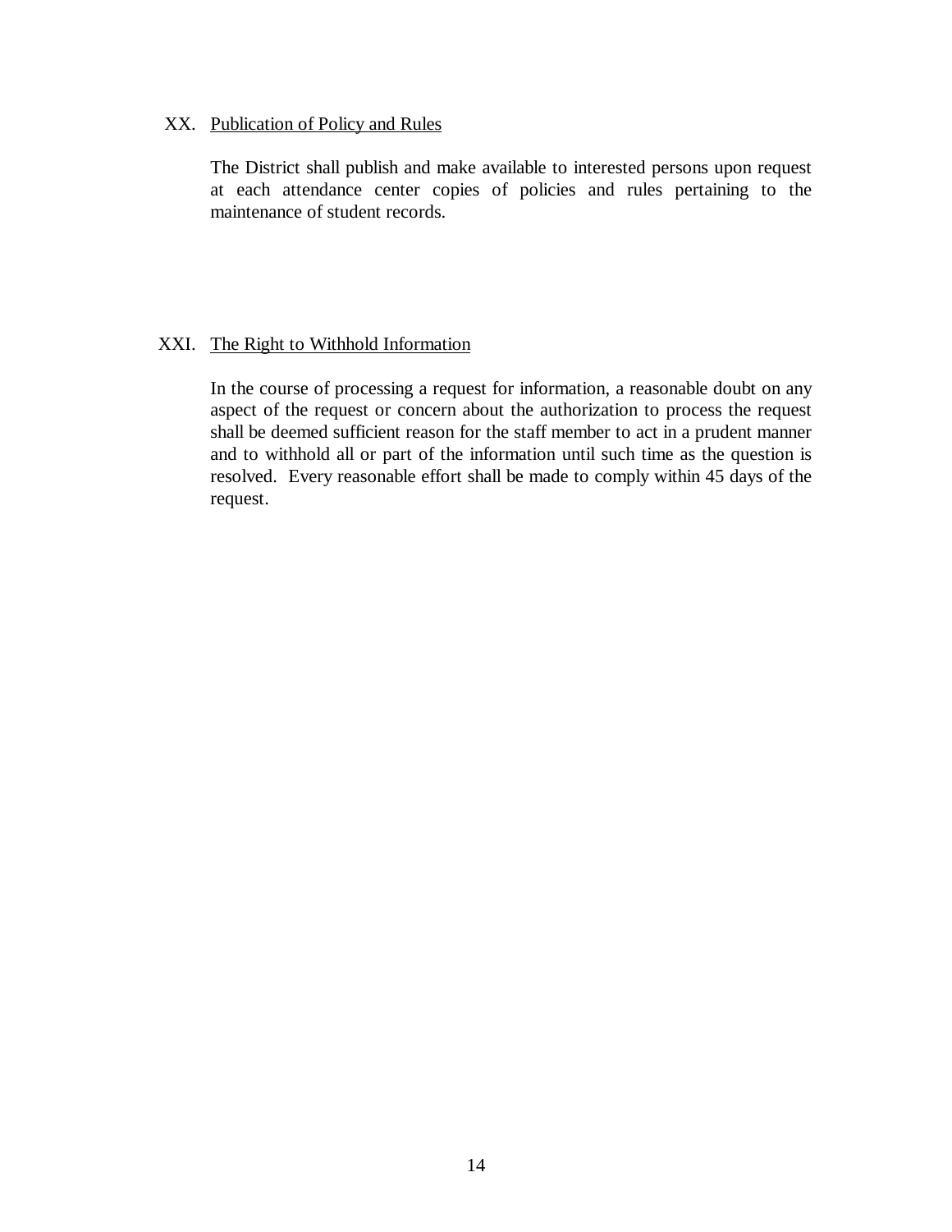## XX. <u>Publication of Policy and Rules</u>

The District shall publish and make available to interested persons upon request at each attendance center copies of policies and rules pertaining to the maintenance of student records.

## XXI. <u>The Right to Withhold Information</u>

In the course of processing a request for information, a reasonable doubt on any aspect of the request or concern about the authorization to process the request shall be deemed sufficient reason for the staff member to act in a prudent manner and to withhold all or part of the information until such time as the question is resolved. Every reasonable effort shall be made to comply within 45 days of the request.